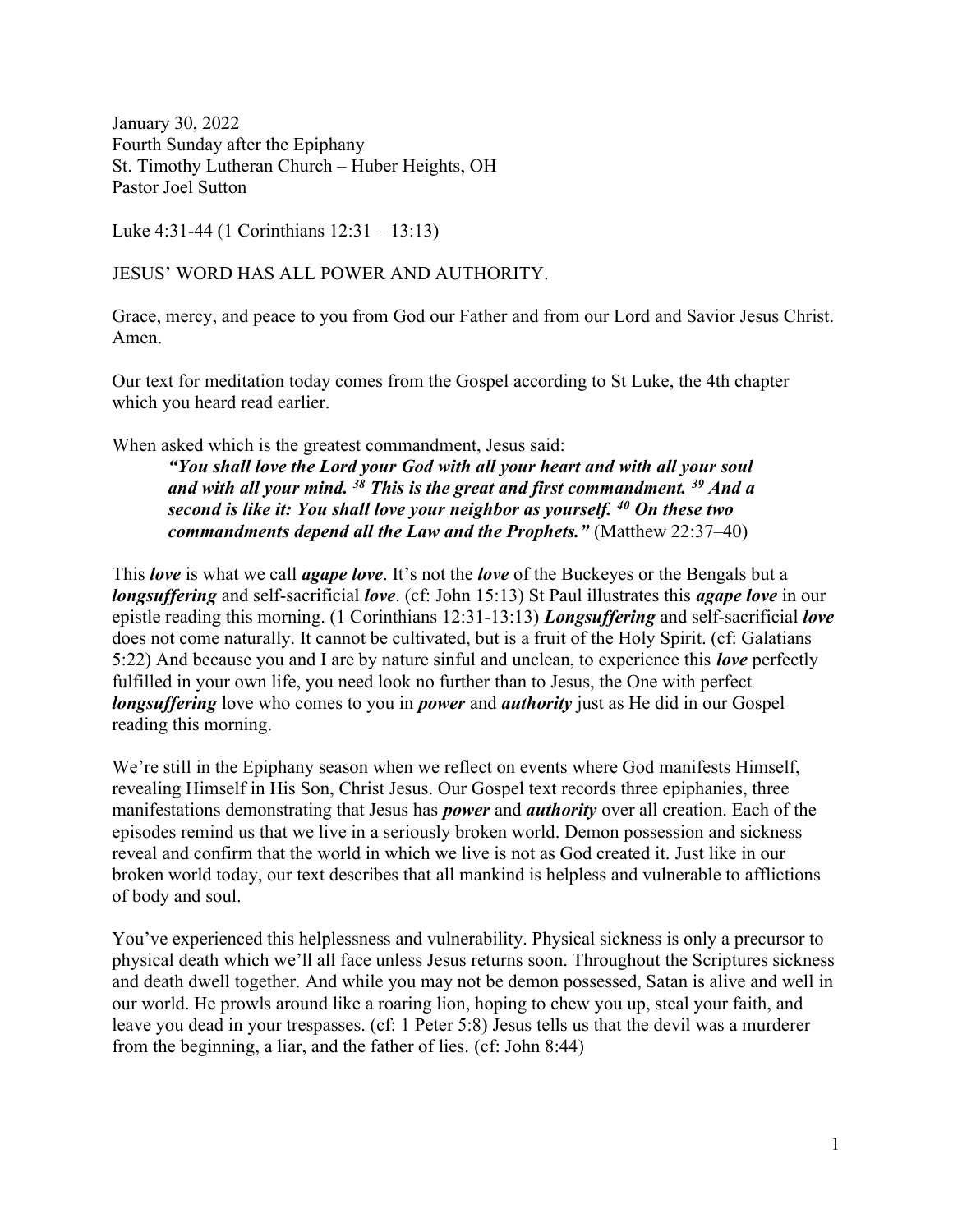January 30, 2022
Fourth Sunday after the Epiphany
St. Timothy Lutheran Church – Huber Heights, OH
Pastor Joel Sutton

Luke 4:31-44 (1 Corinthians 12:31 – 13:13)

JESUS' WORD HAS ALL POWER AND AUTHORITY.

Grace, mercy, and peace to you from God our Father and from our Lord and Savior Jesus Christ. Amen.

Our text for meditation today comes from the Gospel according to St Luke, the 4th chapter which you heard read earlier.

When asked which is the greatest commandment, Jesus said:

> ***"You shall love the Lord your God with all your heart and with all your soul and with all your mind. [38] This is the great and first commandment. [39] And a second is like it: You shall love your neighbor as yourself. [40] On these two commandments depend all the Law and the Prophets."*** (Matthew 22:37–40)

This ***love*** is what we call ***agape love***. It's not the ***love*** of the Buckeyes or the Bengals but a ***longsuffering*** and self-sacrificial ***love***. (cf: John 15:13) St Paul illustrates this ***agape love*** in our epistle reading this morning. (1 Corinthians 12:31-13:13) ***Longsuffering*** and self-sacrificial ***love*** does not come naturally. It cannot be cultivated, but is a fruit of the Holy Spirit. (cf: Galatians 5:22) And because you and I are by nature sinful and unclean, to experience this ***love*** perfectly fulfilled in your own life, you need look no further than to Jesus, the One with perfect ***longsuffering*** love who comes to you in ***power*** and ***authority*** just as He did in our Gospel reading this morning.

We're still in the Epiphany season when we reflect on events where God manifests Himself, revealing Himself in His Son, Christ Jesus. Our Gospel text records three epiphanies, three manifestations demonstrating that Jesus has ***power*** and ***authority*** over all creation. Each of the episodes remind us that we live in a seriously broken world. Demon possession and sickness reveal and confirm that the world in which we live is not as God created it. Just like in our broken world today, our text describes that all mankind is helpless and vulnerable to afflictions of body and soul.

You've experienced this helplessness and vulnerability. Physical sickness is only a precursor to physical death which we'll all face unless Jesus returns soon. Throughout the Scriptures sickness and death dwell together. And while you may not be demon possessed, Satan is alive and well in our world. He prowls around like a roaring lion, hoping to chew you up, steal your faith, and leave you dead in your trespasses. (cf: 1 Peter 5:8) Jesus tells us that the devil was a murderer from the beginning, a liar, and the father of lies. (cf: John 8:44)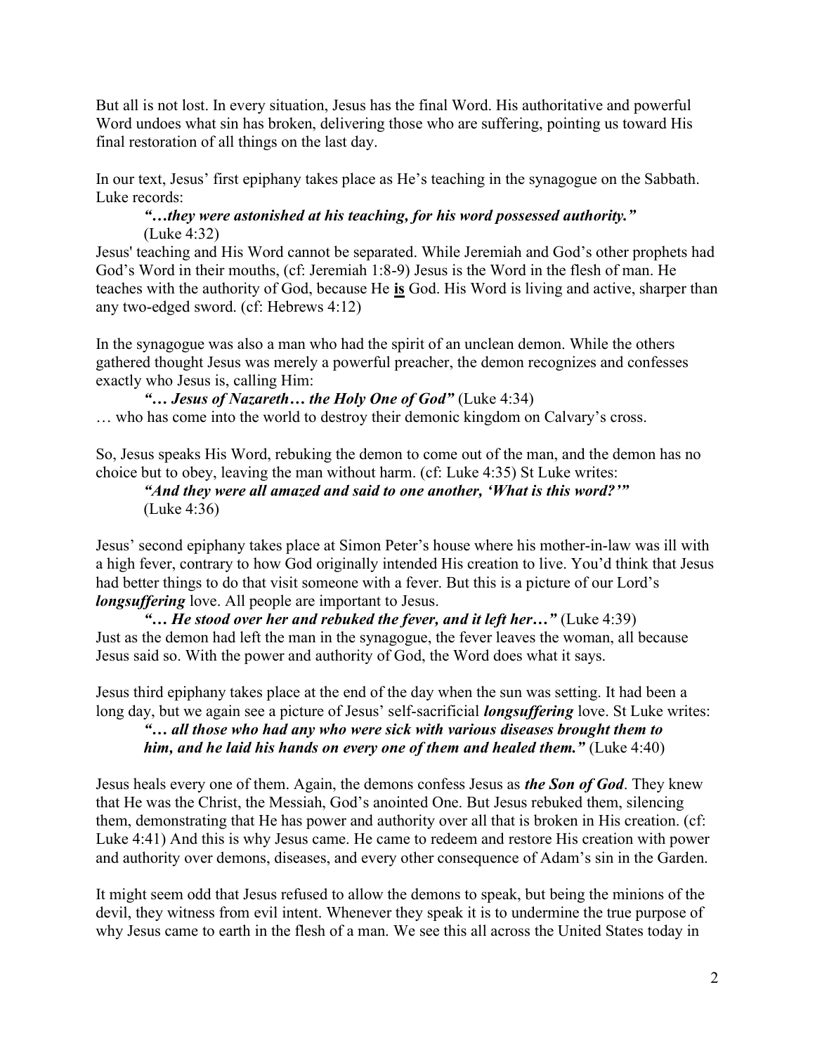But all is not lost. In every situation, Jesus has the final Word. His authoritative and powerful Word undoes what sin has broken, delivering those who are suffering, pointing us toward His final restoration of all things on the last day.

In our text, Jesus' first epiphany takes place as He's teaching in the synagogue on the Sabbath. Luke records:

> ***"…they were astonished at his teaching, for his word possessed authority."*** (Luke 4:32)

Jesus' teaching and His Word cannot be separated. While Jeremiah and God's other prophets had God's Word in their mouths, (cf: Jeremiah 1:8-9) Jesus is the Word in the flesh of man. He teaches with the authority of God, because He **<u>is</u>** God. His Word is living and active, sharper than any two-edged sword. (cf: Hebrews 4:12)

In the synagogue was also a man who had the spirit of an unclean demon. While the others gathered thought Jesus was merely a powerful preacher, the demon recognizes and confesses exactly who Jesus is, calling Him:

> ***"… Jesus of Nazareth… the Holy One of God"*** (Luke 4:34)

… who has come into the world to destroy their demonic kingdom on Calvary's cross.

So, Jesus speaks His Word, rebuking the demon to come out of the man, and the demon has no choice but to obey, leaving the man without harm. (cf: Luke 4:35) St Luke writes:

> ***"And they were all amazed and said to one another, 'What is this word?'"*** (Luke 4:36)

Jesus' second epiphany takes place at Simon Peter's house where his mother-in-law was ill with a high fever, contrary to how God originally intended His creation to live. You'd think that Jesus had better things to do that visit someone with a fever. But this is a picture of our Lord's ***longsuffering*** love. All people are important to Jesus.

> ***"… He stood over her and rebuked the fever, and it left her…"*** (Luke 4:39)

Just as the demon had left the man in the synagogue, the fever leaves the woman, all because Jesus said so. With the power and authority of God, the Word does what it says.

Jesus third epiphany takes place at the end of the day when the sun was setting. It had been a long day, but we again see a picture of Jesus' self-sacrificial ***longsuffering*** love. St Luke writes:

> ***"… all those who had any who were sick with various diseases brought them to him, and he laid his hands on every one of them and healed them."*** (Luke 4:40)

Jesus heals every one of them. Again, the demons confess Jesus as ***the Son of God***. They knew that He was the Christ, the Messiah, God's anointed One. But Jesus rebuked them, silencing them, demonstrating that He has power and authority over all that is broken in His creation. (cf: Luke 4:41) And this is why Jesus came. He came to redeem and restore His creation with power and authority over demons, diseases, and every other consequence of Adam's sin in the Garden.

It might seem odd that Jesus refused to allow the demons to speak, but being the minions of the devil, they witness from evil intent. Whenever they speak it is to undermine the true purpose of why Jesus came to earth in the flesh of a man. We see this all across the United States today in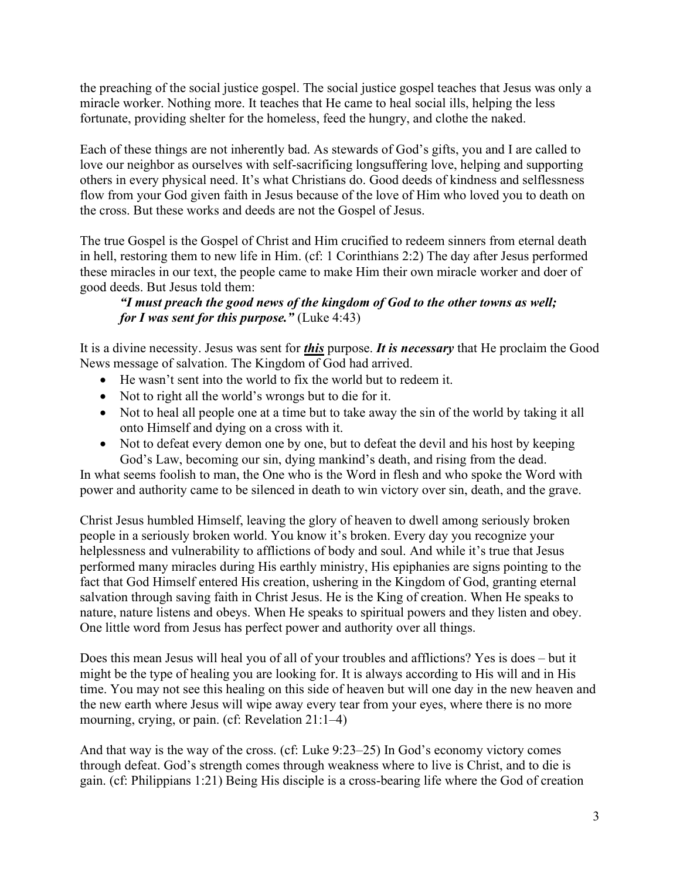the preaching of the social justice gospel. The social justice gospel teaches that Jesus was only a miracle worker. Nothing more. It teaches that He came to heal social ills, helping the less fortunate, providing shelter for the homeless, feed the hungry, and clothe the naked.

Each of these things are not inherently bad. As stewards of God's gifts, you and I are called to love our neighbor as ourselves with self-sacrificing longsuffering love, helping and supporting others in every physical need. It's what Christians do. Good deeds of kindness and selflessness flow from your God given faith in Jesus because of the love of Him who loved you to death on the cross. But these works and deeds are not the Gospel of Jesus.

The true Gospel is the Gospel of Christ and Him crucified to redeem sinners from eternal death in hell, restoring them to new life in Him. (cf: 1 Corinthians 2:2) The day after Jesus performed these miracles in our text, the people came to make Him their own miracle worker and doer of good deeds. But Jesus told them:

> ***"I must preach the good news of the kingdom of God to the other towns as well; for I was sent for this purpose."*** (Luke 4:43)

It is a divine necessity. Jesus was sent for ***this*** purpose. ***It is necessary*** that He proclaim the Good News message of salvation. The Kingdom of God had arrived.

- He wasn't sent into the world to fix the world but to redeem it.
- Not to right all the world's wrongs but to die for it.
- Not to heal all people one at a time but to take away the sin of the world by taking it all onto Himself and dying on a cross with it.
- Not to defeat every demon one by one, but to defeat the devil and his host by keeping God's Law, becoming our sin, dying mankind's death, and rising from the dead.

In what seems foolish to man, the One who is the Word in flesh and who spoke the Word with power and authority came to be silenced in death to win victory over sin, death, and the grave.

Christ Jesus humbled Himself, leaving the glory of heaven to dwell among seriously broken people in a seriously broken world. You know it's broken. Every day you recognize your helplessness and vulnerability to afflictions of body and soul. And while it's true that Jesus performed many miracles during His earthly ministry, His epiphanies are signs pointing to the fact that God Himself entered His creation, ushering in the Kingdom of God, granting eternal salvation through saving faith in Christ Jesus. He is the King of creation. When He speaks to nature, nature listens and obeys. When He speaks to spiritual powers and they listen and obey. One little word from Jesus has perfect power and authority over all things.

Does this mean Jesus will heal you of all of your troubles and afflictions? Yes is does – but it might be the type of healing you are looking for. It is always according to His will and in His time. You may not see this healing on this side of heaven but will one day in the new heaven and the new earth where Jesus will wipe away every tear from your eyes, where there is no more mourning, crying, or pain. (cf: Revelation 21:1–4)

And that way is the way of the cross. (cf: Luke 9:23–25) In God's economy victory comes through defeat. God's strength comes through weakness where to live is Christ, and to die is gain. (cf: Philippians 1:21) Being His disciple is a cross-bearing life where the God of creation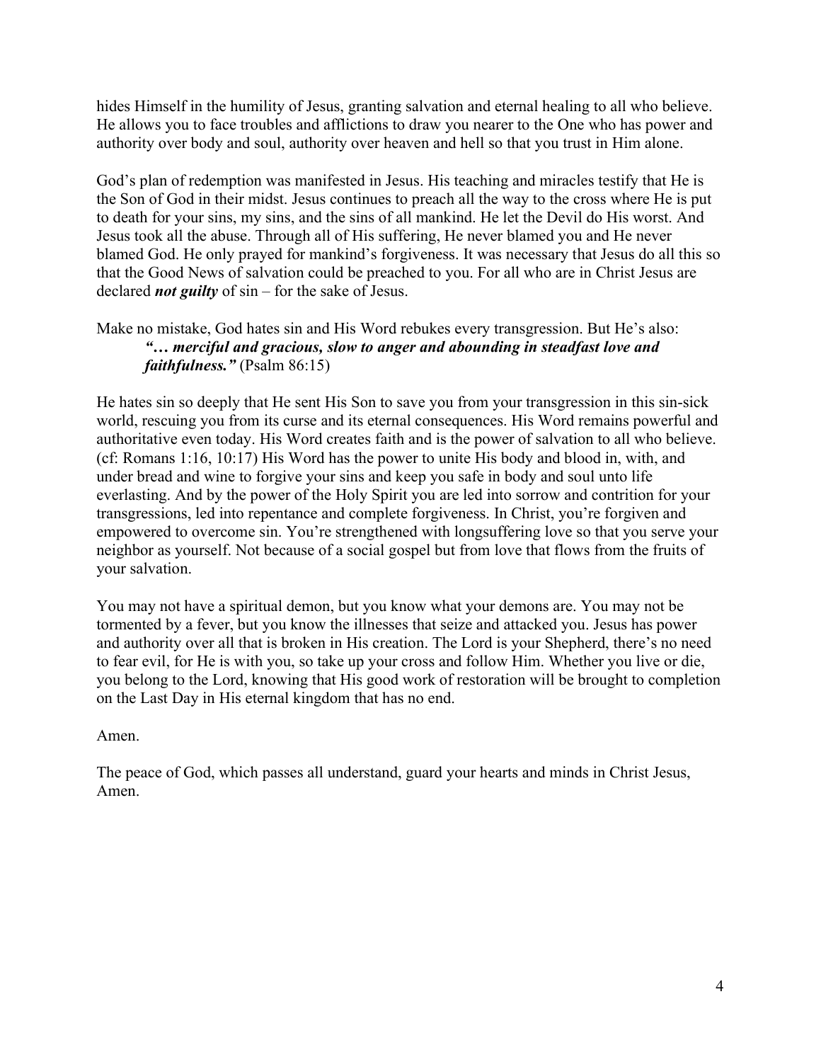hides Himself in the humility of Jesus, granting salvation and eternal healing to all who believe. He allows you to face troubles and afflictions to draw you nearer to the One who has power and authority over body and soul, authority over heaven and hell so that you trust in Him alone.

God's plan of redemption was manifested in Jesus. His teaching and miracles testify that He is the Son of God in their midst. Jesus continues to preach all the way to the cross where He is put to death for your sins, my sins, and the sins of all mankind. He let the Devil do His worst. And Jesus took all the abuse. Through all of His suffering, He never blamed you and He never blamed God. He only prayed for mankind's forgiveness. It was necessary that Jesus do all this so that the Good News of salvation could be preached to you. For all who are in Christ Jesus are declared ***not guilty*** of sin – for the sake of Jesus.

Make no mistake, God hates sin and His Word rebukes every transgression. But He's also:

> ***"… merciful and gracious, slow to anger and abounding in steadfast love and faithfulness."*** (Psalm 86:15)

He hates sin so deeply that He sent His Son to save you from your transgression in this sin-sick world, rescuing you from its curse and its eternal consequences. His Word remains powerful and authoritative even today. His Word creates faith and is the power of salvation to all who believe. (cf: Romans 1:16, 10:17) His Word has the power to unite His body and blood in, with, and under bread and wine to forgive your sins and keep you safe in body and soul unto life everlasting. And by the power of the Holy Spirit you are led into sorrow and contrition for your transgressions, led into repentance and complete forgiveness. In Christ, you're forgiven and empowered to overcome sin. You're strengthened with longsuffering love so that you serve your neighbor as yourself. Not because of a social gospel but from love that flows from the fruits of your salvation.

You may not have a spiritual demon, but you know what your demons are. You may not be tormented by a fever, but you know the illnesses that seize and attacked you. Jesus has power and authority over all that is broken in His creation. The Lord is your Shepherd, there's no need to fear evil, for He is with you, so take up your cross and follow Him. Whether you live or die, you belong to the Lord, knowing that His good work of restoration will be brought to completion on the Last Day in His eternal kingdom that has no end.

Amen.

The peace of God, which passes all understand, guard your hearts and minds in Christ Jesus, Amen.